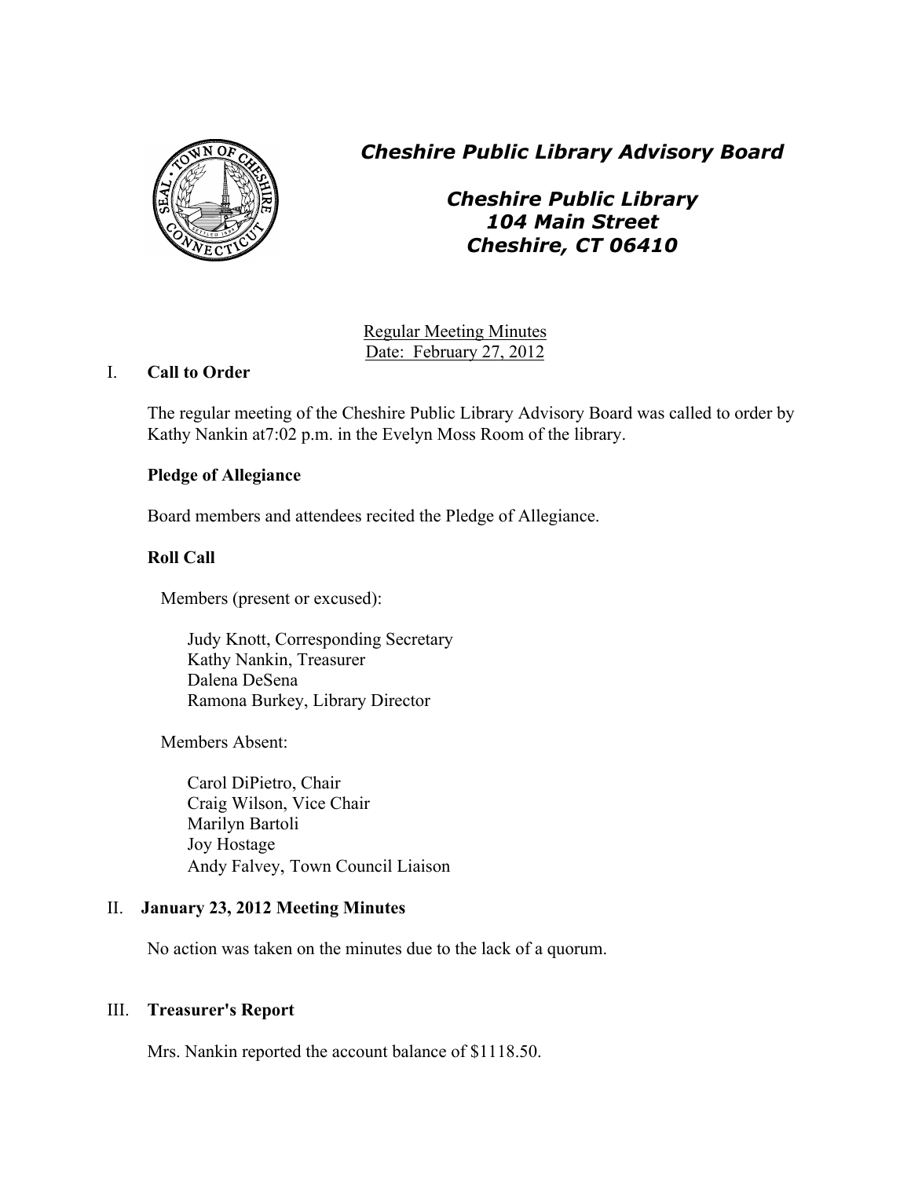# *Cheshire Public Library Advisory Board*

## *Cheshire Public Library*
## *104 Main Street*
## *Cheshire, CT 06410*

Regular Meeting Minutes
Date: February 27, 2012

## I. Call to Order

The regular meeting of the Cheshire Public Library Advisory Board was called to order by Kathy Nankin at7:02 p.m. in the Evelyn Moss Room of the library.

### Pledge of Allegiance

Board members and attendees recited the Pledge of Allegiance.

### Roll Call

Members (present or excused):

Judy Knott, Corresponding Secretary
Kathy Nankin, Treasurer
Dalena DeSena
Ramona Burkey, Library Director

Members Absent:

Carol DiPietro, Chair
Craig Wilson, Vice Chair
Marilyn Bartoli
Joy Hostage
Andy Falvey, Town Council Liaison

## II. January 23, 2012 Meeting Minutes

No action was taken on the minutes due to the lack of a quorum.

## III. Treasurer's Report

Mrs. Nankin reported the account balance of $1118.50.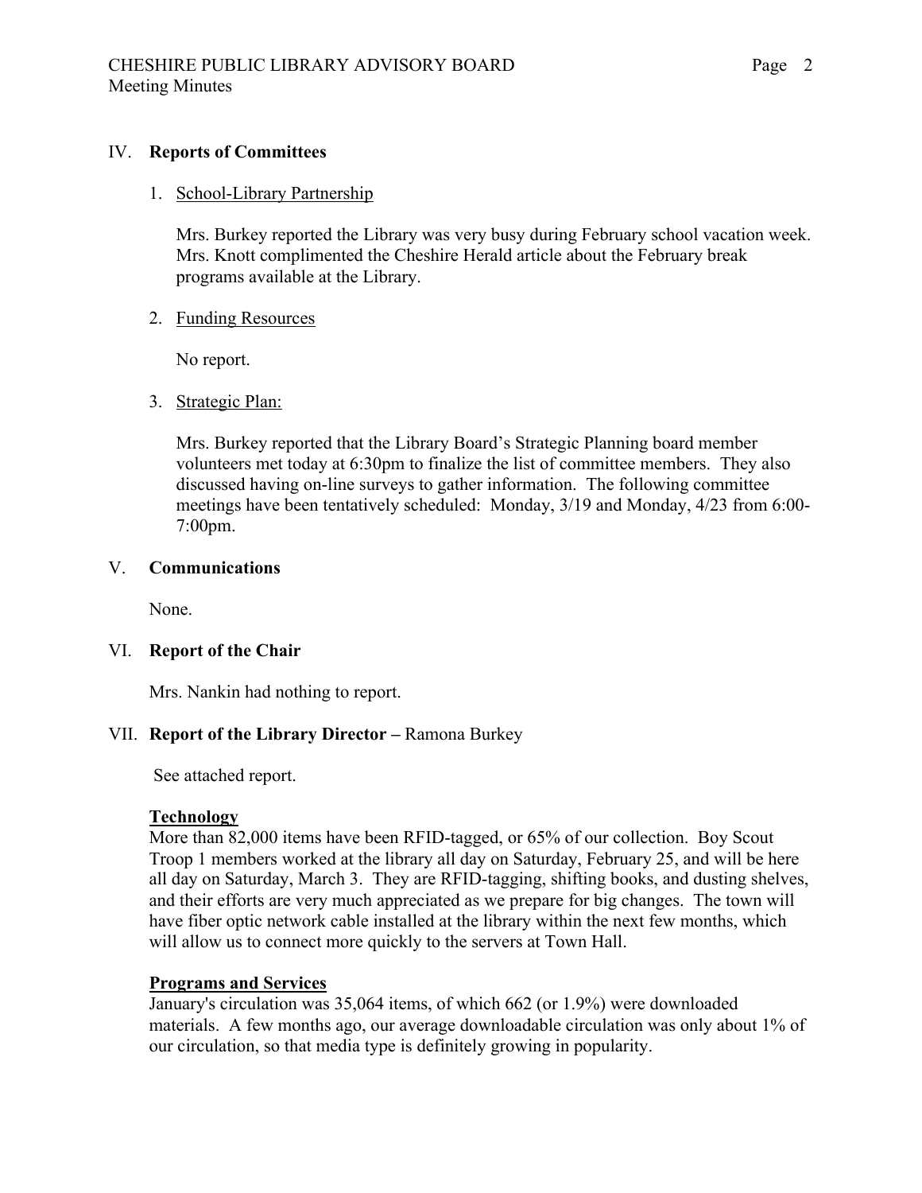## IV. **Reports of Committees**

1. School-Library Partnership

   Mrs. Burkey reported the Library was very busy during February school vacation week. Mrs. Knott complimented the Cheshire Herald article about the February break programs available at the Library.

2. Funding Resources

   No report.

3. Strategic Plan:

   Mrs. Burkey reported that the Library Board's Strategic Planning board member volunteers met today at 6:30pm to finalize the list of committee members. They also discussed having on-line surveys to gather information. The following committee meetings have been tentatively scheduled: Monday, 3/19 and Monday, 4/23 from 6:00-7:00pm.

## V. **Communications**

None.

## VI. **Report of the Chair**

Mrs. Nankin had nothing to report.

## VII. **Report of the Library Director –** Ramona Burkey

See attached report.

**Technology**

More than 82,000 items have been RFID-tagged, or 65% of our collection. Boy Scout Troop 1 members worked at the library all day on Saturday, February 25, and will be here all day on Saturday, March 3. They are RFID-tagging, shifting books, and dusting shelves, and their efforts are very much appreciated as we prepare for big changes. The town will have fiber optic network cable installed at the library within the next few months, which will allow us to connect more quickly to the servers at Town Hall.

**Programs and Services**

January's circulation was 35,064 items, of which 662 (or 1.9%) were downloaded materials. A few months ago, our average downloadable circulation was only about 1% of our circulation, so that media type is definitely growing in popularity.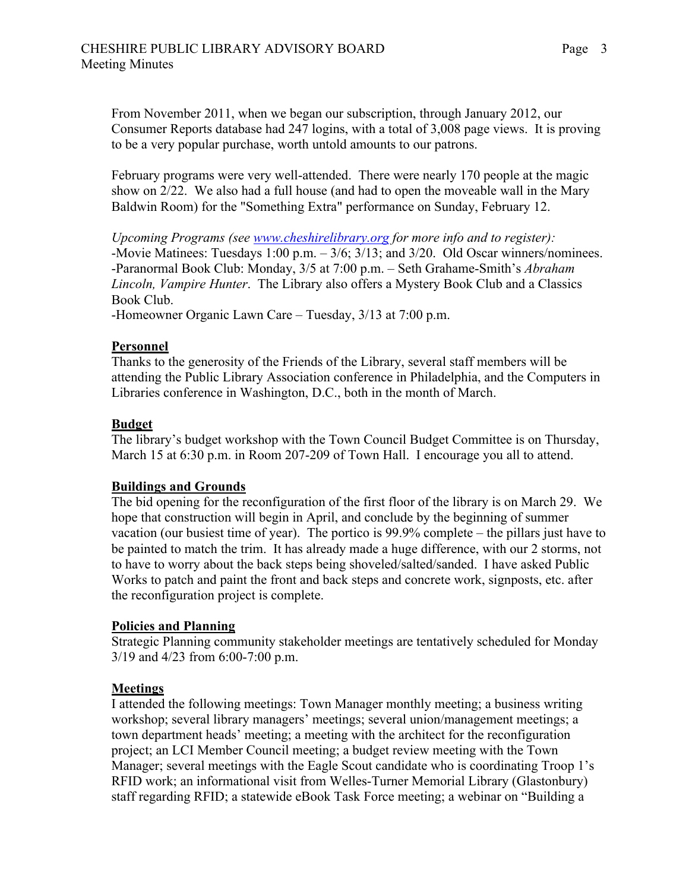From November 2011, when we began our subscription, through January 2012, our Consumer Reports database had 247 logins, with a total of 3,008 page views. It is proving to be a very popular purchase, worth untold amounts to our patrons.

February programs were very well-attended. There were nearly 170 people at the magic show on 2/22. We also had a full house (and had to open the moveable wall in the Mary Baldwin Room) for the "Something Extra" performance on Sunday, February 12.

*Upcoming Programs (see [www.cheshirelibrary.org](http://www.cheshirelibrary.org) for more info and to register):*
-Movie Matinees: Tuesdays 1:00 p.m. – 3/6; 3/13; and 3/20. Old Oscar winners/nominees.
-Paranormal Book Club: Monday, 3/5 at 7:00 p.m. – Seth Grahame-Smith's *Abraham Lincoln, Vampire Hunter*. The Library also offers a Mystery Book Club and a Classics Book Club.
-Homeowner Organic Lawn Care – Tuesday, 3/13 at 7:00 p.m.

**Personnel**
Thanks to the generosity of the Friends of the Library, several staff members will be attending the Public Library Association conference in Philadelphia, and the Computers in Libraries conference in Washington, D.C., both in the month of March.

**Budget**
The library's budget workshop with the Town Council Budget Committee is on Thursday, March 15 at 6:30 p.m. in Room 207-209 of Town Hall. I encourage you all to attend.

**Buildings and Grounds**
The bid opening for the reconfiguration of the first floor of the library is on March 29. We hope that construction will begin in April, and conclude by the beginning of summer vacation (our busiest time of year). The portico is 99.9% complete – the pillars just have to be painted to match the trim. It has already made a huge difference, with our 2 storms, not to have to worry about the back steps being shoveled/salted/sanded. I have asked Public Works to patch and paint the front and back steps and concrete work, signposts, etc. after the reconfiguration project is complete.

**Policies and Planning**
Strategic Planning community stakeholder meetings are tentatively scheduled for Monday 3/19 and 4/23 from 6:00-7:00 p.m.

**Meetings**
I attended the following meetings: Town Manager monthly meeting; a business writing workshop; several library managers' meetings; several union/management meetings; a town department heads' meeting; a meeting with the architect for the reconfiguration project; an LCI Member Council meeting; a budget review meeting with the Town Manager; several meetings with the Eagle Scout candidate who is coordinating Troop 1's RFID work; an informational visit from Welles-Turner Memorial Library (Glastonbury) staff regarding RFID; a statewide eBook Task Force meeting; a webinar on "Building a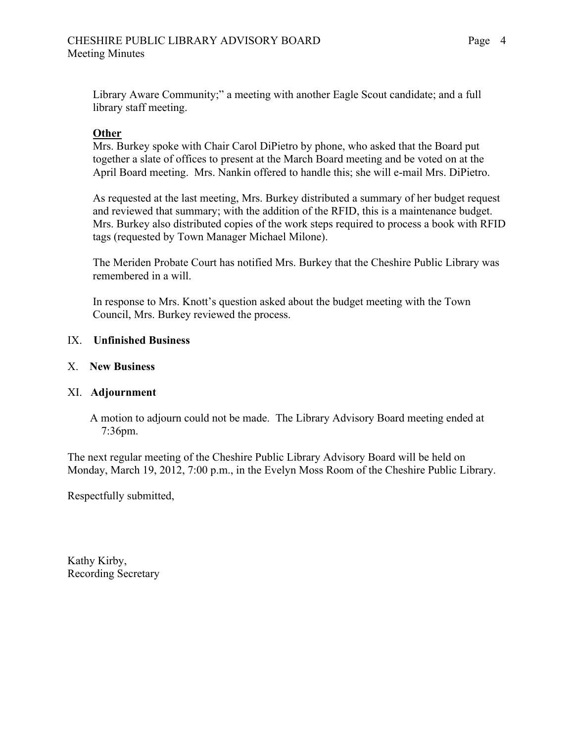Library Aware Community;" a meeting with another Eagle Scout candidate; and a full library staff meeting.

**Other**

Mrs. Burkey spoke with Chair Carol DiPietro by phone, who asked that the Board put together a slate of offices to present at the March Board meeting and be voted on at the April Board meeting. Mrs. Nankin offered to handle this; she will e-mail Mrs. DiPietro.

As requested at the last meeting, Mrs. Burkey distributed a summary of her budget request and reviewed that summary; with the addition of the RFID, this is a maintenance budget. Mrs. Burkey also distributed copies of the work steps required to process a book with RFID tags (requested by Town Manager Michael Milone).

The Meriden Probate Court has notified Mrs. Burkey that the Cheshire Public Library was remembered in a will.

In response to Mrs. Knott's question asked about the budget meeting with the Town Council, Mrs. Burkey reviewed the process.

## IX. Unfinished Business

## X. New Business

## XI. Adjournment

A motion to adjourn could not be made. The Library Advisory Board meeting ended at 7:36pm.

The next regular meeting of the Cheshire Public Library Advisory Board will be held on Monday, March 19, 2012, 7:00 p.m., in the Evelyn Moss Room of the Cheshire Public Library.

Respectfully submitted,

Kathy Kirby,
Recording Secretary